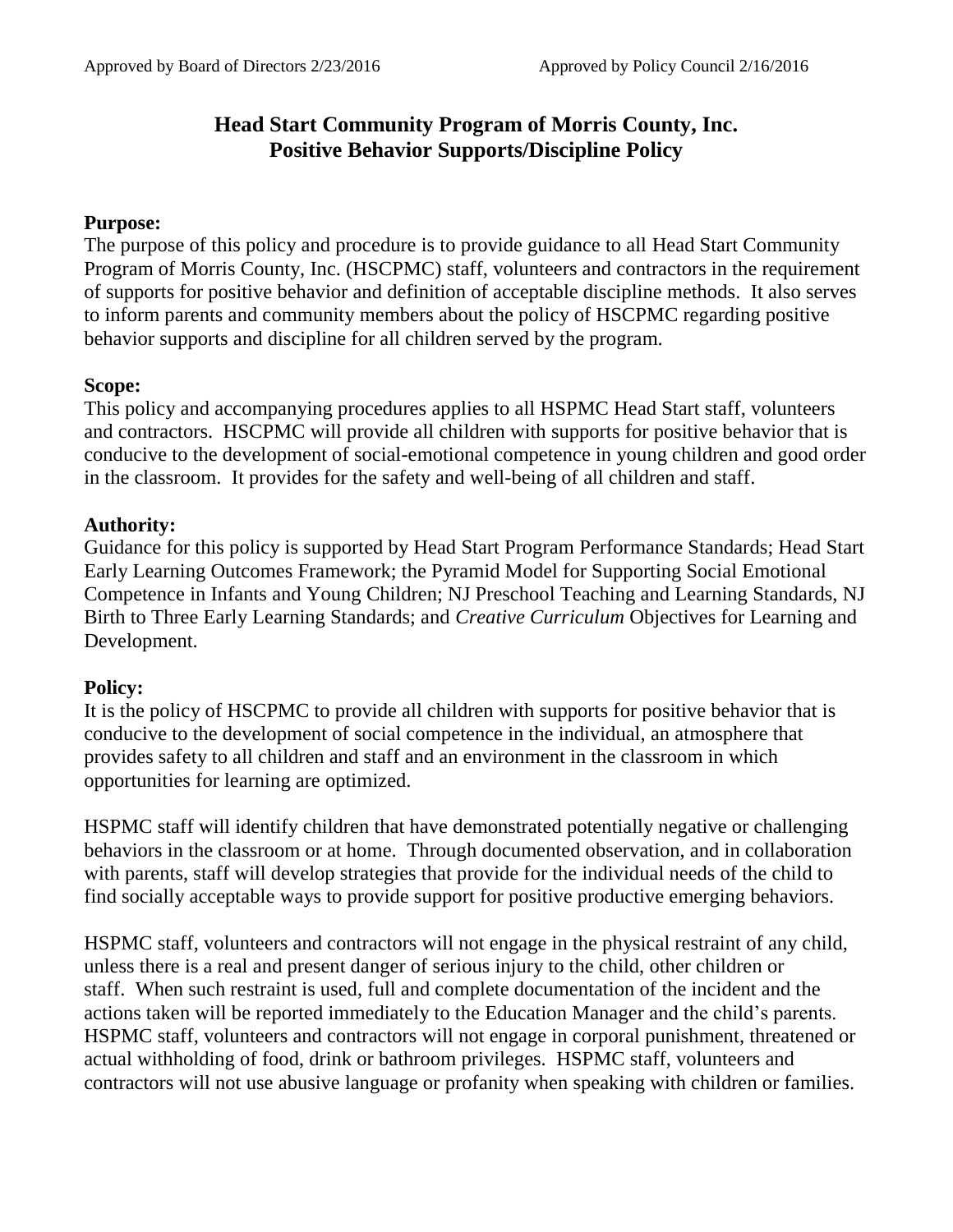Approved by Board of Directors 2/23/2016 Approved by Policy Council 2/16/2016

# Head Start Community Program of Morris County, Inc.
# Positive Behavior Supports/Discipline Policy

**Purpose:**
The purpose of this policy and procedure is to provide guidance to all Head Start Community Program of Morris County, Inc. (HSCPMC) staff, volunteers and contractors in the requirement of supports for positive behavior and definition of acceptable discipline methods. It also serves to inform parents and community members about the policy of HSCPMC regarding positive behavior supports and discipline for all children served by the program.

**Scope:**
This policy and accompanying procedures applies to all HSPMC Head Start staff, volunteers and contractors. HSCPMC will provide all children with supports for positive behavior that is conducive to the development of social-emotional competence in young children and good order in the classroom. It provides for the safety and well-being of all children and staff.

**Authority:**
Guidance for this policy is supported by Head Start Program Performance Standards; Head Start Early Learning Outcomes Framework; the Pyramid Model for Supporting Social Emotional Competence in Infants and Young Children; NJ Preschool Teaching and Learning Standards, NJ Birth to Three Early Learning Standards; and *Creative Curriculum* Objectives for Learning and Development.

**Policy:**
It is the policy of HSCPMC to provide all children with supports for positive behavior that is conducive to the development of social competence in the individual, an atmosphere that provides safety to all children and staff and an environment in the classroom in which opportunities for learning are optimized.

HSPMC staff will identify children that have demonstrated potentially negative or challenging behaviors in the classroom or at home. Through documented observation, and in collaboration with parents, staff will develop strategies that provide for the individual needs of the child to find socially acceptable ways to provide support for positive productive emerging behaviors.

HSPMC staff, volunteers and contractors will not engage in the physical restraint of any child, unless there is a real and present danger of serious injury to the child, other children or staff. When such restraint is used, full and complete documentation of the incident and the actions taken will be reported immediately to the Education Manager and the child's parents. HSPMC staff, volunteers and contractors will not engage in corporal punishment, threatened or actual withholding of food, drink or bathroom privileges. HSPMC staff, volunteers and contractors will not use abusive language or profanity when speaking with children or families.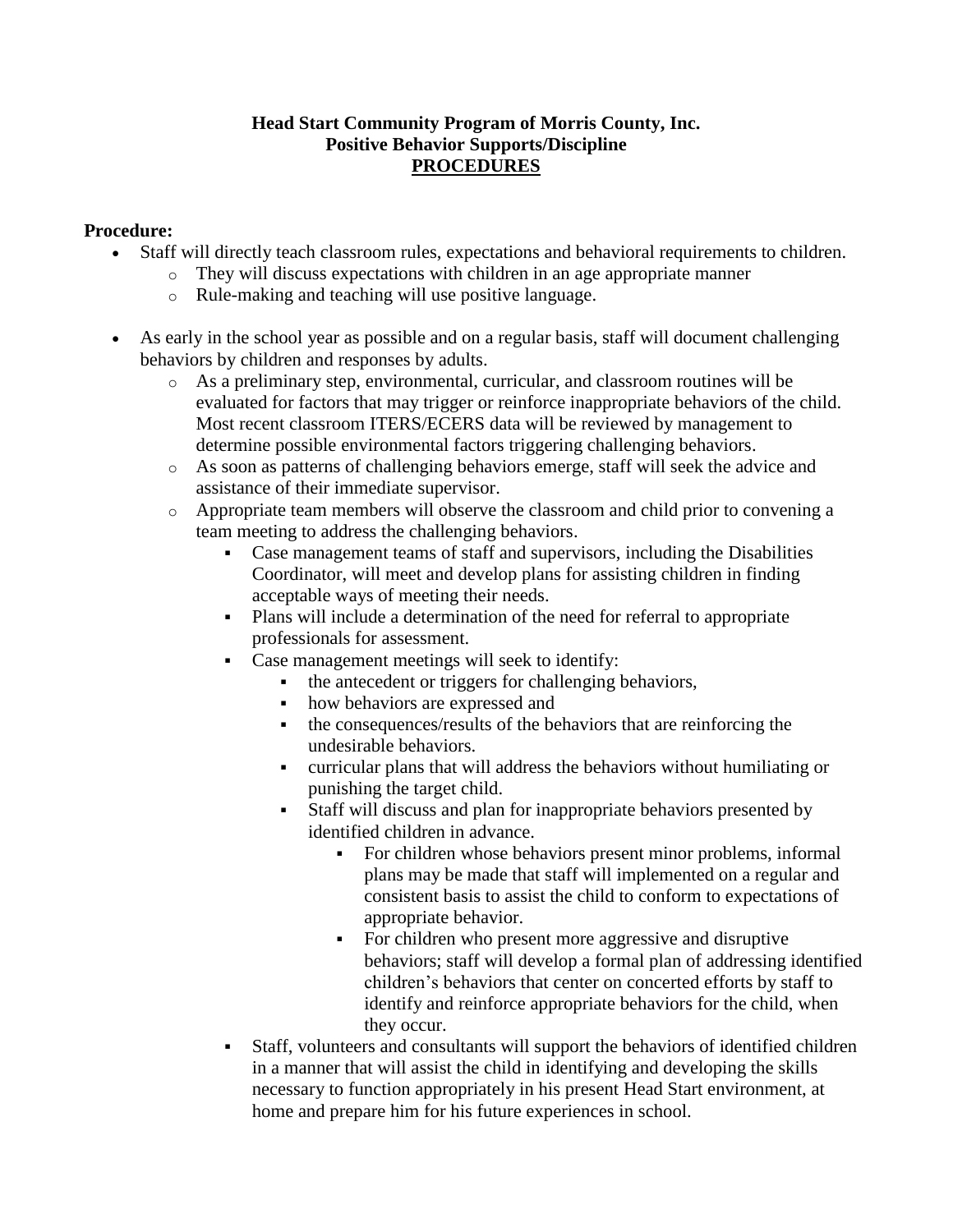**Head Start Community Program of Morris County, Inc.**
**Positive Behavior Supports/Discipline**
**PROCEDURES**

**Procedure:**

- Staff will directly teach classroom rules, expectations and behavioral requirements to children.
  - They will discuss expectations with children in an age appropriate manner
  - Rule-making and teaching will use positive language.

- As early in the school year as possible and on a regular basis, staff will document challenging behaviors by children and responses by adults.
  - As a preliminary step, environmental, curricular, and classroom routines will be evaluated for factors that may trigger or reinforce inappropriate behaviors of the child. Most recent classroom ITERS/ECERS data will be reviewed by management to determine possible environmental factors triggering challenging behaviors.
  - As soon as patterns of challenging behaviors emerge, staff will seek the advice and assistance of their immediate supervisor.
  - Appropriate team members will observe the classroom and child prior to convening a team meeting to address the challenging behaviors.
    - Case management teams of staff and supervisors, including the Disabilities Coordinator, will meet and develop plans for assisting children in finding acceptable ways of meeting their needs.
    - Plans will include a determination of the need for referral to appropriate professionals for assessment.
    - Case management meetings will seek to identify:
      - the antecedent or triggers for challenging behaviors,
      - how behaviors are expressed and
      - the consequences/results of the behaviors that are reinforcing the undesirable behaviors.
      - curricular plans that will address the behaviors without humiliating or punishing the target child.
      - Staff will discuss and plan for inappropriate behaviors presented by identified children in advance.
        - For children whose behaviors present minor problems, informal plans may be made that staff will implemented on a regular and consistent basis to assist the child to conform to expectations of appropriate behavior.
        - For children who present more aggressive and disruptive behaviors; staff will develop a formal plan of addressing identified children's behaviors that center on concerted efforts by staff to identify and reinforce appropriate behaviors for the child, when they occur.
    - Staff, volunteers and consultants will support the behaviors of identified children in a manner that will assist the child in identifying and developing the skills necessary to function appropriately in his present Head Start environment, at home and prepare him for his future experiences in school.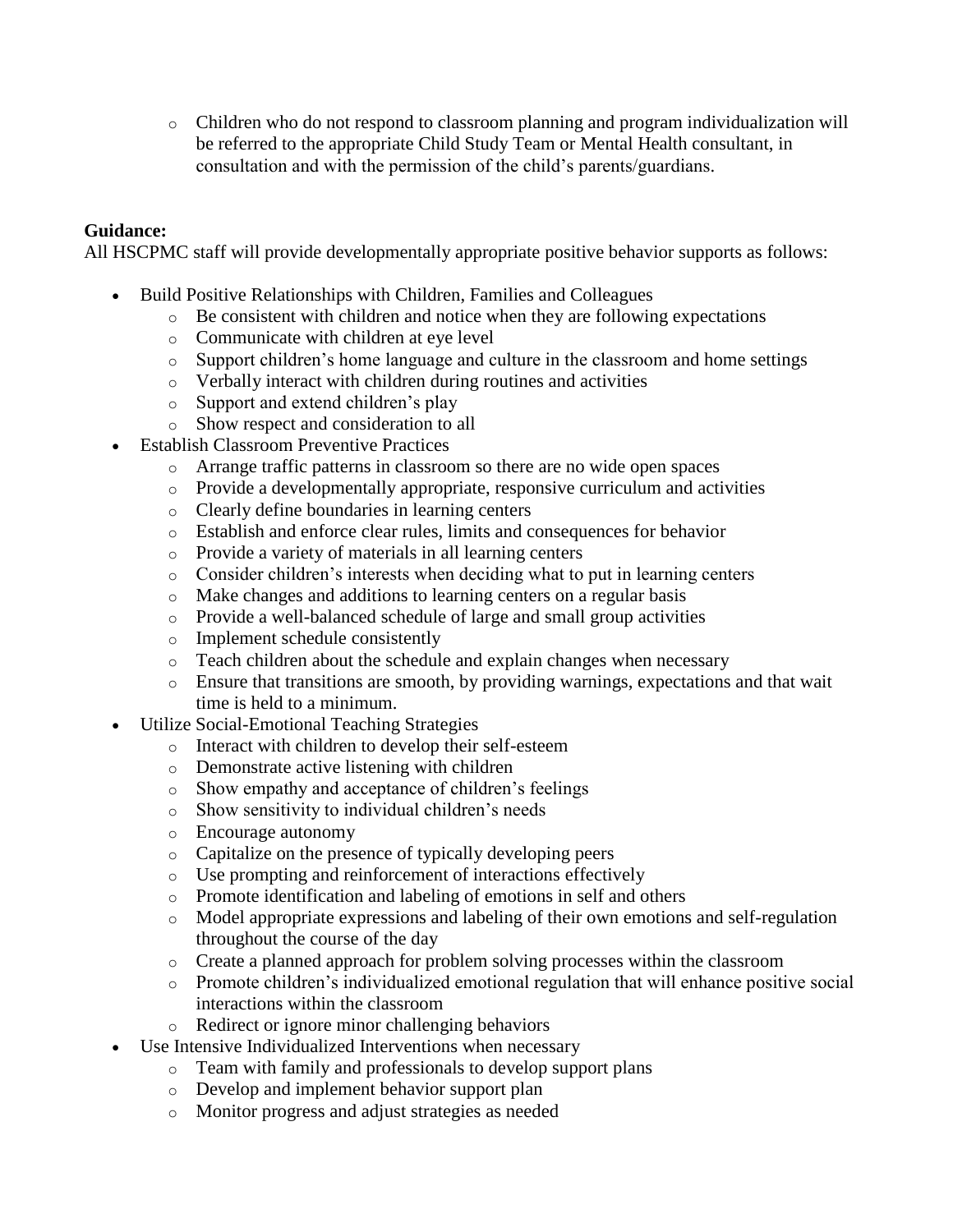- Children who do not respond to classroom planning and program individualization will be referred to the appropriate Child Study Team or Mental Health consultant, in consultation and with the permission of the child's parents/guardians.

**Guidance:**
All HSCPMC staff will provide developmentally appropriate positive behavior supports as follows:

- Build Positive Relationships with Children, Families and Colleagues
  - Be consistent with children and notice when they are following expectations
  - Communicate with children at eye level
  - Support children's home language and culture in the classroom and home settings
  - Verbally interact with children during routines and activities
  - Support and extend children's play
  - Show respect and consideration to all
- Establish Classroom Preventive Practices
  - Arrange traffic patterns in classroom so there are no wide open spaces
  - Provide a developmentally appropriate, responsive curriculum and activities
  - Clearly define boundaries in learning centers
  - Establish and enforce clear rules, limits and consequences for behavior
  - Provide a variety of materials in all learning centers
  - Consider children's interests when deciding what to put in learning centers
  - Make changes and additions to learning centers on a regular basis
  - Provide a well-balanced schedule of large and small group activities
  - Implement schedule consistently
  - Teach children about the schedule and explain changes when necessary
  - Ensure that transitions are smooth, by providing warnings, expectations and that wait time is held to a minimum.
- Utilize Social-Emotional Teaching Strategies
  - Interact with children to develop their self-esteem
  - Demonstrate active listening with children
  - Show empathy and acceptance of children's feelings
  - Show sensitivity to individual children's needs
  - Encourage autonomy
  - Capitalize on the presence of typically developing peers
  - Use prompting and reinforcement of interactions effectively
  - Promote identification and labeling of emotions in self and others
  - Model appropriate expressions and labeling of their own emotions and self-regulation throughout the course of the day
  - Create a planned approach for problem solving processes within the classroom
  - Promote children's individualized emotional regulation that will enhance positive social interactions within the classroom
  - Redirect or ignore minor challenging behaviors
- Use Intensive Individualized Interventions when necessary
  - Team with family and professionals to develop support plans
  - Develop and implement behavior support plan
  - Monitor progress and adjust strategies as needed